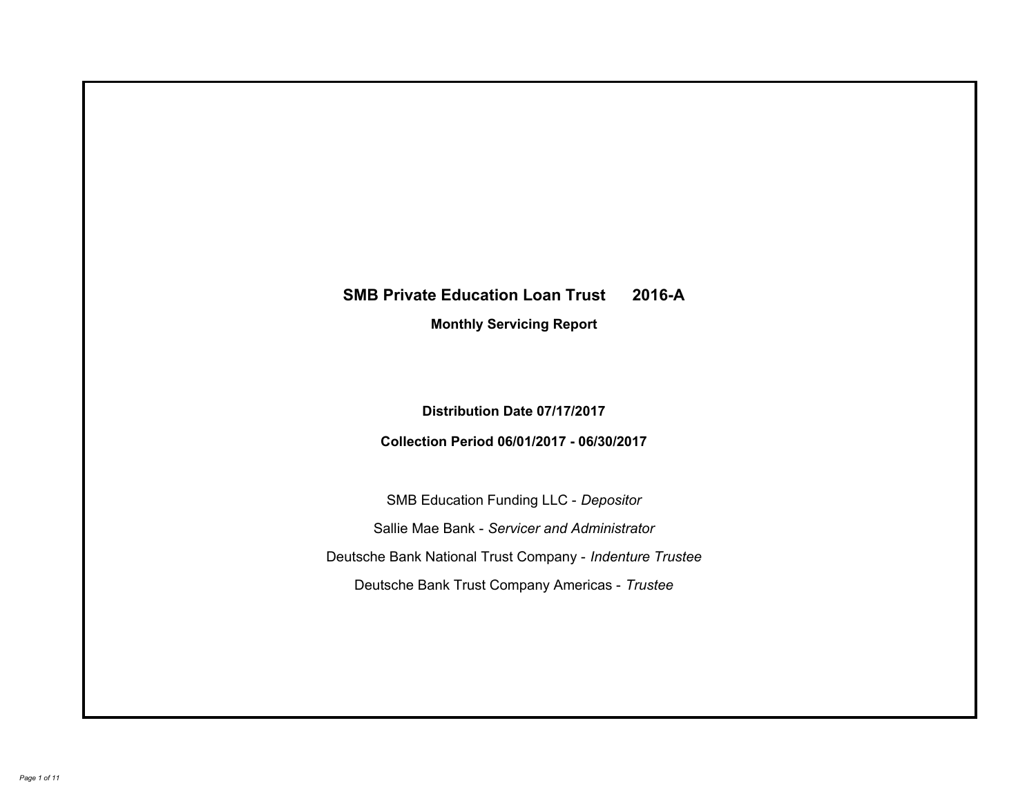# SMB Private Education Loan Trust 2016-A

## Monthly Servicing Report

**Distribution Date 07/17/2017**

**Collection Period 06/01/2017 - 06/30/2017**

SMB Education Funding LLC - *Depositor*

Sallie Mae Bank - *Servicer and Administrator*

Deutsche Bank National Trust Company - *Indenture Trustee*

Deutsche Bank Trust Company Americas - *Trustee*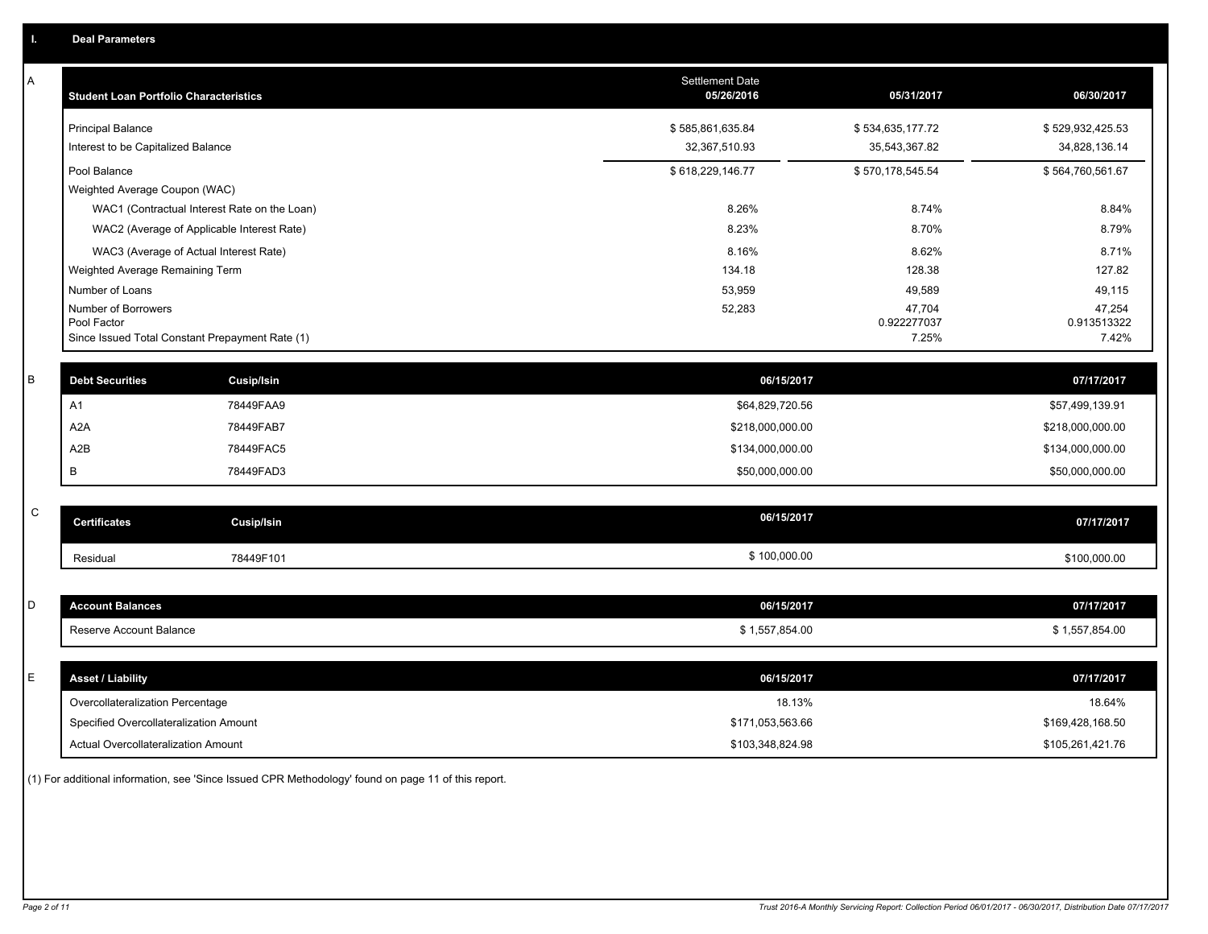## I. Deal Parameters

### A

| Student Loan Portfolio Characteristics | Settlement Date 05/26/2016 | 05/31/2017 | 06/30/2017 |
|---|---|---|---|
| Principal Balance | $ 585,861,635.84 | $ 534,635,177.72 | $ 529,932,425.53 |
| Interest to be Capitalized Balance | 32,367,510.93 | 35,543,367.82 | 34,828,136.14 |
| Pool Balance | $ 618,229,146.77 | $ 570,178,545.54 | $ 564,760,561.67 |
| Weighted Average Coupon (WAC) | | | |
| WAC1 (Contractual Interest Rate on the Loan) | 8.26% | 8.74% | 8.84% |
| WAC2 (Average of Applicable Interest Rate) | 8.23% | 8.70% | 8.79% |
| WAC3 (Average of Actual Interest Rate) | 8.16% | 8.62% | 8.71% |
| Weighted Average Remaining Term | 134.18 | 128.38 | 127.82 |
| Number of Loans | 53,959 | 49,589 | 49,115 |
| Number of Borrowers | 52,283 | 47,704 | 47,254 |
| Pool Factor | | 0.922277037 | 0.913513322 |
| Since Issued Total Constant Prepayment Rate (1) | | 7.25% | 7.42% |

### B

| Debt Securities | Cusip/Isin | 06/15/2017 | 07/17/2017 |
|---|---|---|---|
| A1 | 78449FAA9 | $64,829,720.56 | $57,499,139.91 |
| A2A | 78449FAB7 | $218,000,000.00 | $218,000,000.00 |
| A2B | 78449FAC5 | $134,000,000.00 | $134,000,000.00 |
| B | 78449FAD3 | $50,000,000.00 | $50,000,000.00 |

### C

| Certificates | Cusip/Isin | 06/15/2017 | 07/17/2017 |
|---|---|---|---|
| Residual | 78449F101 | $ 100,000.00 | $100,000.00 |

### D

| Account Balances | 06/15/2017 | 07/17/2017 |
|---|---|---|
| Reserve Account Balance | $ 1,557,854.00 | $ 1,557,854.00 |

### E

| Asset / Liability | 06/15/2017 | 07/17/2017 |
|---|---|---|
| Overcollateralization Percentage | 18.13% | 18.64% |
| Specified Overcollateralization Amount | $171,053,563.66 | $169,428,168.50 |
| Actual Overcollateralization Amount | $103,348,824.98 | $105,261,421.76 |

(1) For additional information, see 'Since Issued CPR Methodology' found on page 11 of this report.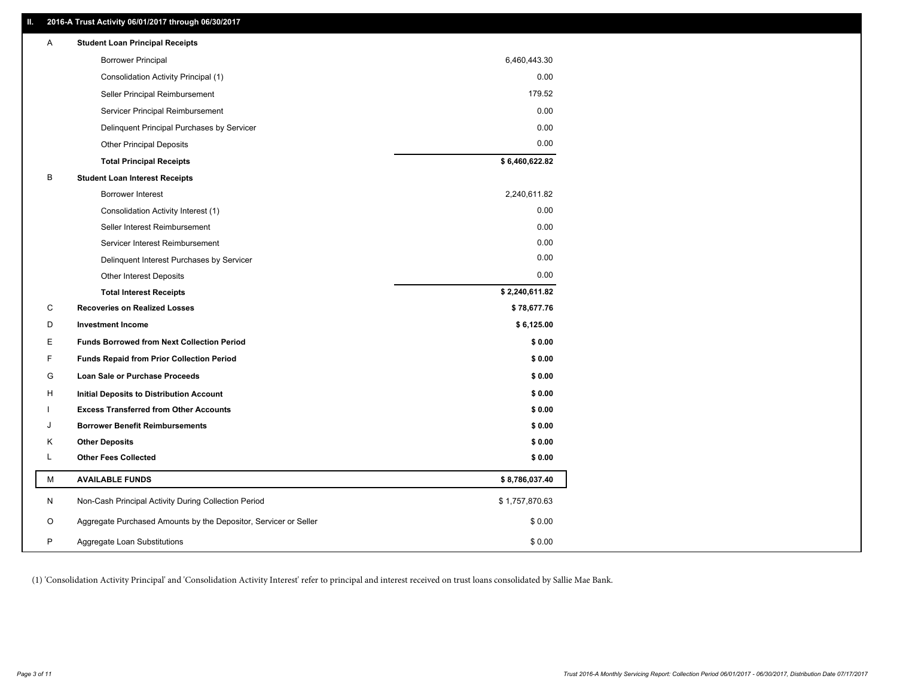## II. 2016-A Trust Activity 06/01/2017 through 06/30/2017

| | | |
|---|---|---|
| A | **Student Loan Principal Receipts** | |
| | Borrower Principal | 6,460,443.30 |
| | Consolidation Activity Principal (1) | 0.00 |
| | Seller Principal Reimbursement | 179.52 |
| | Servicer Principal Reimbursement | 0.00 |
| | Delinquent Principal Purchases by Servicer | 0.00 |
| | Other Principal Deposits | 0.00 |
| | **Total Principal Receipts** | **$ 6,460,622.82** |
| B | **Student Loan Interest Receipts** | |
| | Borrower Interest | 2,240,611.82 |
| | Consolidation Activity Interest (1) | 0.00 |
| | Seller Interest Reimbursement | 0.00 |
| | Servicer Interest Reimbursement | 0.00 |
| | Delinquent Interest Purchases by Servicer | 0.00 |
| | Other Interest Deposits | 0.00 |
| | **Total Interest Receipts** | **$ 2,240,611.82** |
| C | **Recoveries on Realized Losses** | **$ 78,677.76** |
| D | **Investment Income** | **$ 6,125.00** |
| E | **Funds Borrowed from Next Collection Period** | **$ 0.00** |
| F | **Funds Repaid from Prior Collection Period** | **$ 0.00** |
| G | **Loan Sale or Purchase Proceeds** | **$ 0.00** |
| H | **Initial Deposits to Distribution Account** | **$ 0.00** |
| I | **Excess Transferred from Other Accounts** | **$ 0.00** |
| J | **Borrower Benefit Reimbursements** | **$ 0.00** |
| K | **Other Deposits** | **$ 0.00** |
| L | **Other Fees Collected** | **$ 0.00** |
| M | **AVAILABLE FUNDS** | **$ 8,786,037.40** |
| N | Non-Cash Principal Activity During Collection Period | $ 1,757,870.63 |
| O | Aggregate Purchased Amounts by the Depositor, Servicer or Seller | $ 0.00 |
| P | Aggregate Loan Substitutions | $ 0.00 |

(1) 'Consolidation Activity Principal' and 'Consolidation Activity Interest' refer to principal and interest received on trust loans consolidated by Sallie Mae Bank.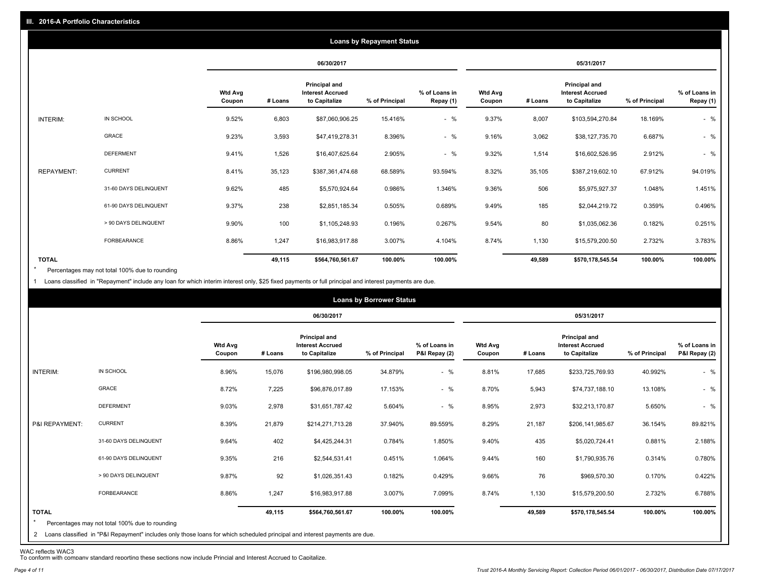## III. 2016-A Portfolio Characteristics

### Loans by Repayment Status

| | | 06/30/2017 | | | | | 05/31/2017 | | | | |
|---|---|---|---|---|---|---|---|---|---|---|---|
| | | Wtd Avg Coupon | # Loans | Principal and Interest Accrued to Capitalize | % of Principal | % of Loans in Repay (1) | Wtd Avg Coupon | # Loans | Principal and Interest Accrued to Capitalize | % of Principal | % of Loans in Repay (1) |
| INTERIM: | IN SCHOOL | 9.52% | 6,803 | $87,060,906.25 | 15.416% | - % | 9.37% | 8,007 | $103,594,270.84 | 18.169% | - % |
| | GRACE | 9.23% | 3,593 | $47,419,278.31 | 8.396% | - % | 9.16% | 3,062 | $38,127,735.70 | 6.687% | - % |
| | DEFERMENT | 9.41% | 1,526 | $16,407,625.64 | 2.905% | - % | 9.32% | 1,514 | $16,602,526.95 | 2.912% | - % |
| REPAYMENT: | CURRENT | 8.41% | 35,123 | $387,361,474.68 | 68.589% | 93.594% | 8.32% | 35,105 | $387,219,602.10 | 67.912% | 94.019% |
| | 31-60 DAYS DELINQUENT | 9.62% | 485 | $5,570,924.64 | 0.986% | 1.346% | 9.36% | 506 | $5,975,927.37 | 1.048% | 1.451% |
| | 61-90 DAYS DELINQUENT | 9.37% | 238 | $2,851,185.34 | 0.505% | 0.689% | 9.49% | 185 | $2,044,219.72 | 0.359% | 0.496% |
| | > 90 DAYS DELINQUENT | 9.90% | 100 | $1,105,248.93 | 0.196% | 0.267% | 9.54% | 80 | $1,035,062.36 | 0.182% | 0.251% |
| | FORBEARANCE | 8.86% | 1,247 | $16,983,917.88 | 3.007% | 4.104% | 8.74% | 1,130 | $15,579,200.50 | 2.732% | 3.783% |
| **TOTAL** | | | **49,115** | **$564,760,561.67** | **100.00%** | **100.00%** | | **49,589** | **$570,178,545.54** | **100.00%** | **100.00%** |

* Percentages may not total 100% due to rounding

1 Loans classified in "Repayment" include any loan for which interim interest only, $25 fixed payments or full principal and interest payments are due.

### Loans by Borrower Status

| | | 06/30/2017 | | | | | 05/31/2017 | | | | |
|---|---|---|---|---|---|---|---|---|---|---|---|
| | | Wtd Avg Coupon | # Loans | Principal and Interest Accrued to Capitalize | % of Principal | % of Loans in P&I Repay (2) | Wtd Avg Coupon | # Loans | Principal and Interest Accrued to Capitalize | % of Principal | % of Loans in P&I Repay (2) |
| INTERIM: | IN SCHOOL | 8.96% | 15,076 | $196,980,998.05 | 34.879% | - % | 8.81% | 17,685 | $233,725,769.93 | 40.992% | - % |
| | GRACE | 8.72% | 7,225 | $96,876,017.89 | 17.153% | - % | 8.70% | 5,943 | $74,737,188.10 | 13.108% | - % |
| | DEFERMENT | 9.03% | 2,978 | $31,651,787.42 | 5.604% | - % | 8.95% | 2,973 | $32,213,170.87 | 5.650% | - % |
| P&I REPAYMENT: | CURRENT | 8.39% | 21,879 | $214,271,713.28 | 37.940% | 89.559% | 8.29% | 21,187 | $206,141,985.67 | 36.154% | 89.821% |
| | 31-60 DAYS DELINQUENT | 9.64% | 402 | $4,425,244.31 | 0.784% | 1.850% | 9.40% | 435 | $5,020,724.41 | 0.881% | 2.188% |
| | 61-90 DAYS DELINQUENT | 9.35% | 216 | $2,544,531.41 | 0.451% | 1.064% | 9.44% | 160 | $1,790,935.76 | 0.314% | 0.780% |
| | > 90 DAYS DELINQUENT | 9.87% | 92 | $1,026,351.43 | 0.182% | 0.429% | 9.66% | 76 | $969,570.30 | 0.170% | 0.422% |
| | FORBEARANCE | 8.86% | 1,247 | $16,983,917.88 | 3.007% | 7.099% | 8.74% | 1,130 | $15,579,200.50 | 2.732% | 6.788% |
| **TOTAL** | | | **49,115** | **$564,760,561.67** | **100.00%** | **100.00%** | | **49,589** | **$570,178,545.54** | **100.00%** | **100.00%** |

* Percentages may not total 100% due to rounding

2 Loans classified in "P&I Repayment" includes only those loans for which scheduled principal and interest payments are due.

WAC reflects WAC3

To conform with company standard reporting these sections now include Princial and Interest Accrued to Capitalize.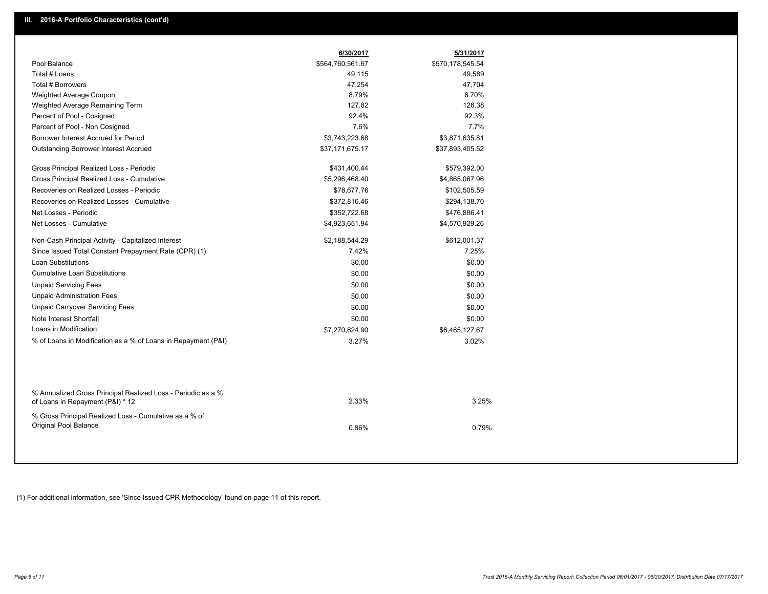## III. 2016-A Portfolio Characteristics (cont'd)

| | 6/30/2017 | 5/31/2017 |
|---|---|---|
| Pool Balance | $564,760,561.67 | $570,178,545.54 |
| Total # Loans | 49,115 | 49,589 |
| Total # Borrowers | 47,254 | 47,704 |
| Weighted Average Coupon | 8.79% | 8.70% |
| Weighted Average Remaining Term | 127.82 | 128.38 |
| Percent of Pool - Cosigned | 92.4% | 92.3% |
| Percent of Pool - Non Cosigned | 7.6% | 7.7% |
| Borrower Interest Accrued for Period | $3,743,223.68 | $3,871,635.81 |
| Outstanding Borrower Interest Accrued | $37,171,675.17 | $37,893,405.52 |
| Gross Principal Realized Loss - Periodic | $431,400.44 | $579,392.00 |
| Gross Principal Realized Loss - Cumulative | $5,296,468.40 | $4,865,067.96 |
| Recoveries on Realized Losses - Periodic | $78,677.76 | $102,505.59 |
| Recoveries on Realized Losses - Cumulative | $372,816.46 | $294,138.70 |
| Net Losses - Periodic | $352,722.68 | $476,886.41 |
| Net Losses - Cumulative | $4,923,651.94 | $4,570,929.26 |
| Non-Cash Principal Activity - Capitalized Interest | $2,188,544.29 | $612,001.37 |
| Since Issued Total Constant Prepayment Rate (CPR) (1) | 7.42% | 7.25% |
| Loan Substitutions | $0.00 | $0.00 |
| Cumulative Loan Substitutions | $0.00 | $0.00 |
| Unpaid Servicing Fees | $0.00 | $0.00 |
| Unpaid Administration Fees | $0.00 | $0.00 |
| Unpaid Carryover Servicing Fees | $0.00 | $0.00 |
| Note Interest Shortfall | $0.00 | $0.00 |
| Loans in Modification | $7,270,624.90 | $6,465,127.67 |
| % of Loans in Modification as a % of Loans in Repayment (P&I) | 3.27% | 3.02% |
| % Annualized Gross Principal Realized Loss - Periodic as a % of Loans in Repayment (P&I) * 12 | 2.33% | 3.25% |
| % Gross Principal Realized Loss - Cumulative as a % of Original Pool Balance | 0.86% | 0.79% |

(1) For additional information, see 'Since Issued CPR Methodology' found on page 11 of this report.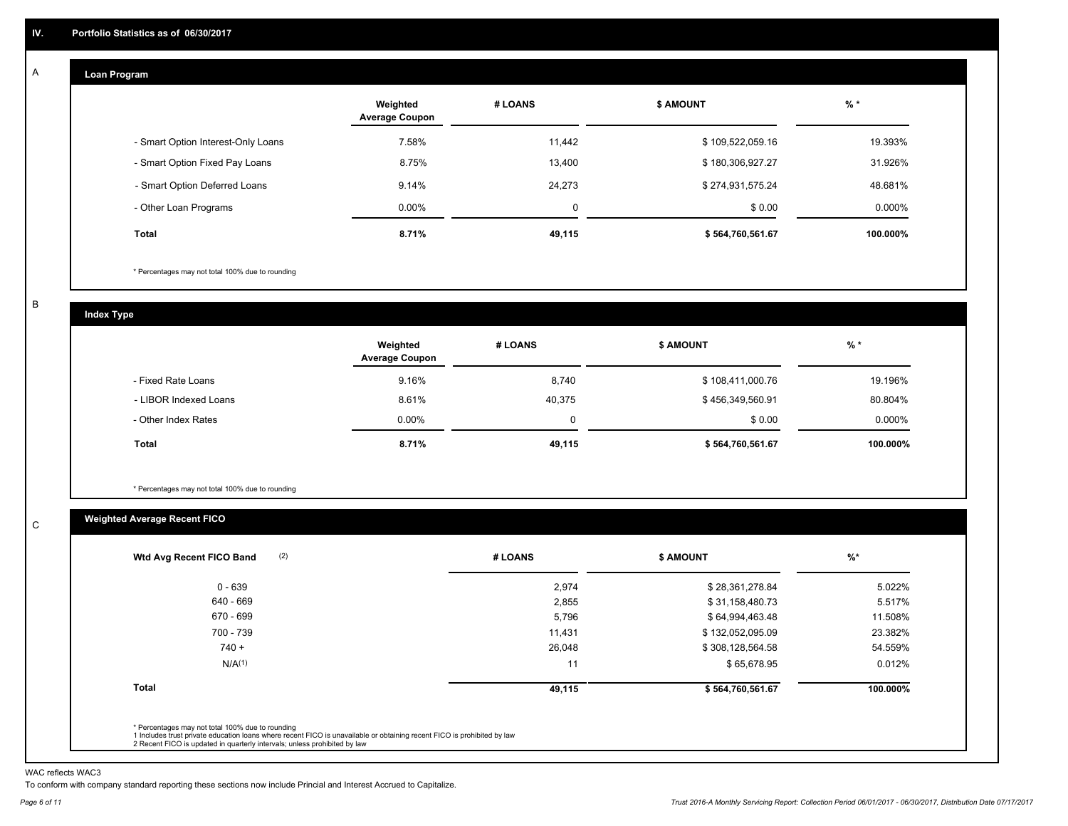# IV. Portfolio Statistics as of 06/30/2017

## A

### Loan Program

| | Weighted Average Coupon | # LOANS | $ AMOUNT | % * |
|---|---|---|---|---|
| - Smart Option Interest-Only Loans | 7.58% | 11,442 | $ 109,522,059.16 | 19.393% |
| - Smart Option Fixed Pay Loans | 8.75% | 13,400 | $ 180,306,927.27 | 31.926% |
| - Smart Option Deferred Loans | 9.14% | 24,273 | $ 274,931,575.24 | 48.681% |
| - Other Loan Programs | 0.00% | 0 | $ 0.00 | 0.000% |
| **Total** | **8.71%** | **49,115** | **$ 564,760,561.67** | **100.000%** |

* Percentages may not total 100% due to rounding

## B

### Index Type

| | Weighted Average Coupon | # LOANS | $ AMOUNT | % * |
|---|---|---|---|---|
| - Fixed Rate Loans | 9.16% | 8,740 | $ 108,411,000.76 | 19.196% |
| - LIBOR Indexed Loans | 8.61% | 40,375 | $ 456,349,560.91 | 80.804% |
| - Other Index Rates | 0.00% | 0 | $ 0.00 | 0.000% |
| **Total** | **8.71%** | **49,115** | **$ 564,760,561.67** | **100.000%** |

* Percentages may not total 100% due to rounding

## C

### Weighted Average Recent FICO

| Wtd Avg Recent FICO Band (2) | # LOANS | $ AMOUNT | %* |
|---|---|---|---|
| 0 - 639 | 2,974 | $ 28,361,278.84 | 5.022% |
| 640 - 669 | 2,855 | $ 31,158,480.73 | 5.517% |
| 670 - 699 | 5,796 | $ 64,994,463.48 | 11.508% |
| 700 - 739 | 11,431 | $ 132,052,095.09 | 23.382% |
| 740 + | 26,048 | $ 308,128,564.58 | 54.559% |
| N/A(1) | 11 | $ 65,678.95 | 0.012% |
| **Total** | **49,115** | **$ 564,760,561.67** | **100.000%** |

* Percentages may not total 100% due to rounding
1 Includes trust private education loans where recent FICO is unavailable or obtaining recent FICO is prohibited by law
2 Recent FICO is updated in quarterly intervals; unless prohibited by law

WAC reflects WAC3

To conform with company standard reporting these sections now include Princial and Interest Accrued to Capitalize.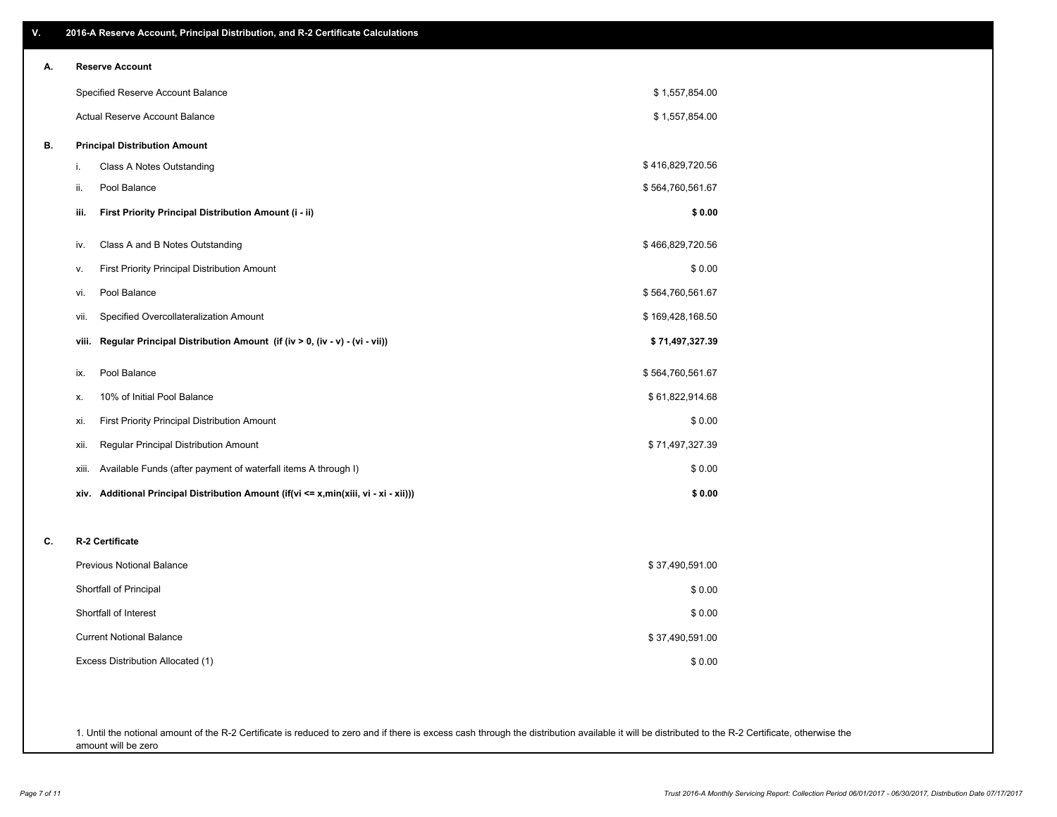## V. 2016-A Reserve Account, Principal Distribution, and R-2 Certificate Calculations

### A. Reserve Account

| | |
|---|---|
| Specified Reserve Account Balance | $ 1,557,854.00 |
| Actual Reserve Account Balance | $ 1,557,854.00 |

### B. Principal Distribution Amount

| | | |
|---|---|---|
| i. | Class A Notes Outstanding | $ 416,829,720.56 |
| ii. | Pool Balance | $ 564,760,561.67 |
| **iii.** | **First Priority Principal Distribution Amount (i - ii)** | **$ 0.00** |
| iv. | Class A and B Notes Outstanding | $ 466,829,720.56 |
| v. | First Priority Principal Distribution Amount | $ 0.00 |
| vi. | Pool Balance | $ 564,760,561.67 |
| vii. | Specified Overcollateralization Amount | $ 169,428,168.50 |
| **viii.** | **Regular Principal Distribution Amount (if (iv > 0, (iv - v) - (vi - vii))** | **$ 71,497,327.39** |
| ix. | Pool Balance | $ 564,760,561.67 |
| x. | 10% of Initial Pool Balance | $ 61,822,914.68 |
| xi. | First Priority Principal Distribution Amount | $ 0.00 |
| xii. | Regular Principal Distribution Amount | $ 71,497,327.39 |
| xiii. | Available Funds (after payment of waterfall items A through I) | $ 0.00 |
| **xiv.** | **Additional Principal Distribution Amount (if(vi <= x,min(xiii, vi - xi - xii)))** | **$ 0.00** |

### C. R-2 Certificate

| | |
|---|---|
| Previous Notional Balance | $ 37,490,591.00 |
| Shortfall of Principal | $ 0.00 |
| Shortfall of Interest | $ 0.00 |
| Current Notional Balance | $ 37,490,591.00 |
| Excess Distribution Allocated (1) | $ 0.00 |

1. Until the notional amount of the R-2 Certificate is reduced to zero and if there is excess cash through the distribution available it will be distributed to the R-2 Certificate, otherwise the amount will be zero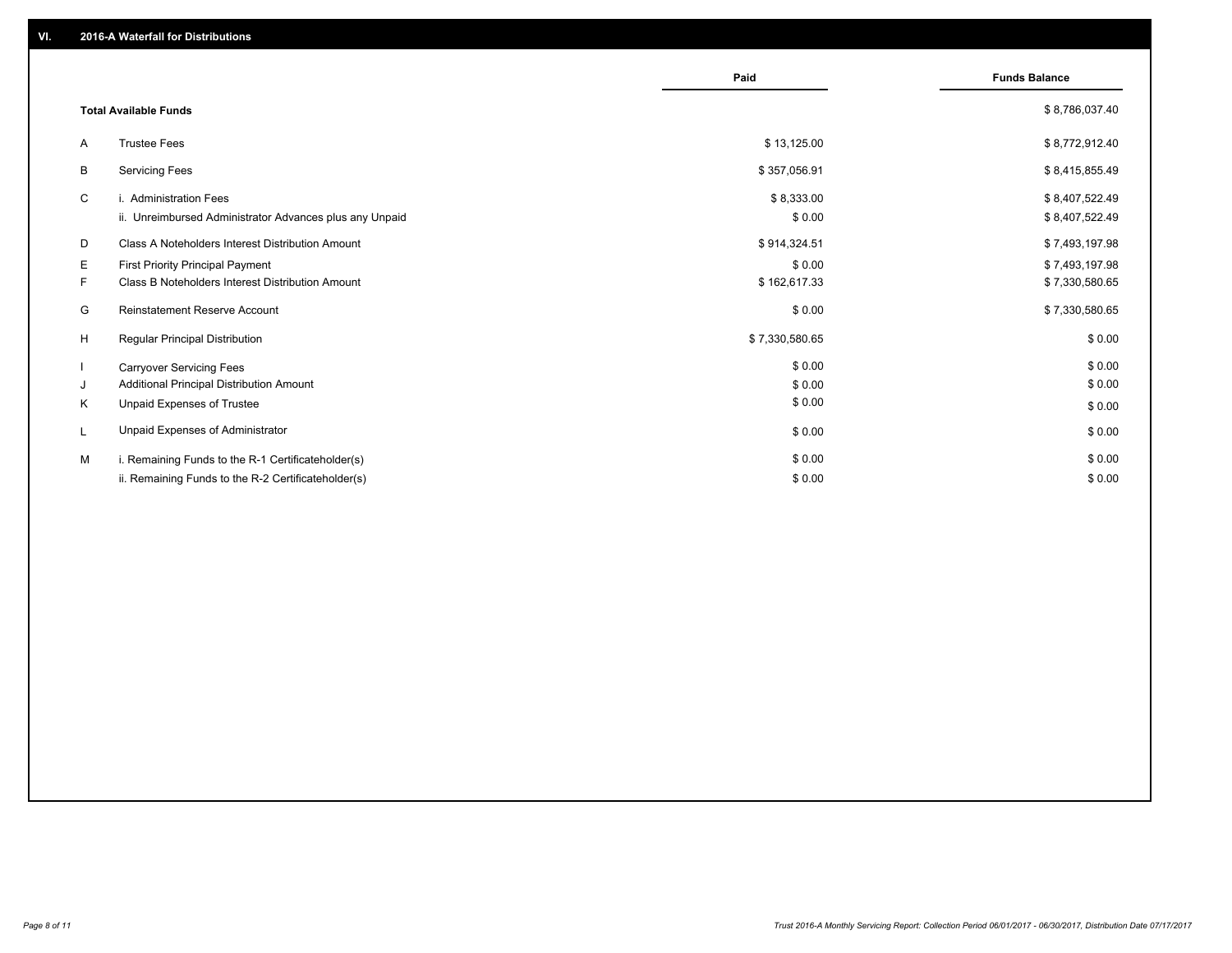## VI. 2016-A Waterfall for Distributions

| | | Paid | Funds Balance |
|---|---|---|---|
| | **Total Available Funds** | | $ 8,786,037.40 |
| A | Trustee Fees | $ 13,125.00 | $ 8,772,912.40 |
| B | Servicing Fees | $ 357,056.91 | $ 8,415,855.49 |
| C | i. Administration Fees | $ 8,333.00 | $ 8,407,522.49 |
| | ii. Unreimbursed Administrator Advances plus any Unpaid | $ 0.00 | $ 8,407,522.49 |
| D | Class A Noteholders Interest Distribution Amount | $ 914,324.51 | $ 7,493,197.98 |
| E | First Priority Principal Payment | $ 0.00 | $ 7,493,197.98 |
| F | Class B Noteholders Interest Distribution Amount | $ 162,617.33 | $ 7,330,580.65 |
| G | Reinstatement Reserve Account | $ 0.00 | $ 7,330,580.65 |
| H | Regular Principal Distribution | $ 7,330,580.65 | $ 0.00 |
| I | Carryover Servicing Fees | $ 0.00 | $ 0.00 |
| J | Additional Principal Distribution Amount | $ 0.00 | $ 0.00 |
| K | Unpaid Expenses of Trustee | $ 0.00 | $ 0.00 |
| L | Unpaid Expenses of Administrator | $ 0.00 | $ 0.00 |
| M | i. Remaining Funds to the R-1 Certificateholder(s) | $ 0.00 | $ 0.00 |
| | ii. Remaining Funds to the R-2 Certificateholder(s) | $ 0.00 | $ 0.00 |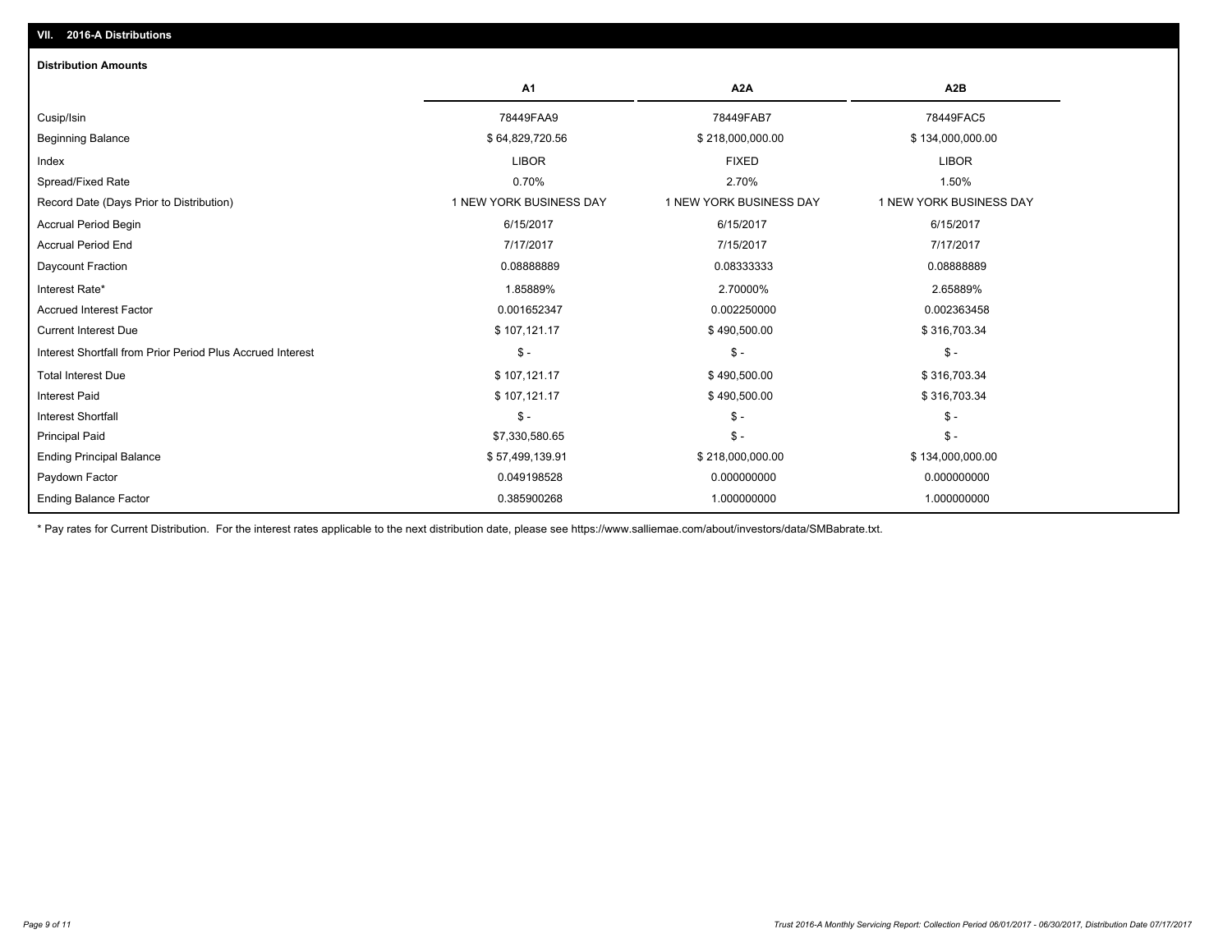## VII. 2016-A Distributions

### Distribution Amounts

| | A1 | A2A | A2B |
|---|---|---|---|
| Cusip/Isin | 78449FAA9 | 78449FAB7 | 78449FAC5 |
| Beginning Balance | $ 64,829,720.56 | $ 218,000,000.00 | $ 134,000,000.00 |
| Index | LIBOR | FIXED | LIBOR |
| Spread/Fixed Rate | 0.70% | 2.70% | 1.50% |
| Record Date (Days Prior to Distribution) | 1 NEW YORK BUSINESS DAY | 1 NEW YORK BUSINESS DAY | 1 NEW YORK BUSINESS DAY |
| Accrual Period Begin | 6/15/2017 | 6/15/2017 | 6/15/2017 |
| Accrual Period End | 7/17/2017 | 7/15/2017 | 7/17/2017 |
| Daycount Fraction | 0.08888889 | 0.08333333 | 0.08888889 |
| Interest Rate* | 1.85889% | 2.70000% | 2.65889% |
| Accrued Interest Factor | 0.001652347 | 0.002250000 | 0.002363458 |
| Current Interest Due | $ 107,121.17 | $ 490,500.00 | $ 316,703.34 |
| Interest Shortfall from Prior Period Plus Accrued Interest | $ - | $ - | $ - |
| Total Interest Due | $ 107,121.17 | $ 490,500.00 | $ 316,703.34 |
| Interest Paid | $ 107,121.17 | $ 490,500.00 | $ 316,703.34 |
| Interest Shortfall | $ - | $ - | $ - |
| Principal Paid | $7,330,580.65 | $ - | $ - |
| Ending Principal Balance | $ 57,499,139.91 | $ 218,000,000.00 | $ 134,000,000.00 |
| Paydown Factor | 0.049198528 | 0.000000000 | 0.000000000 |
| Ending Balance Factor | 0.385900268 | 1.000000000 | 1.000000000 |

* Pay rates for Current Distribution. For the interest rates applicable to the next distribution date, please see https://www.salliemae.com/about/investors/data/SMBabrate.txt.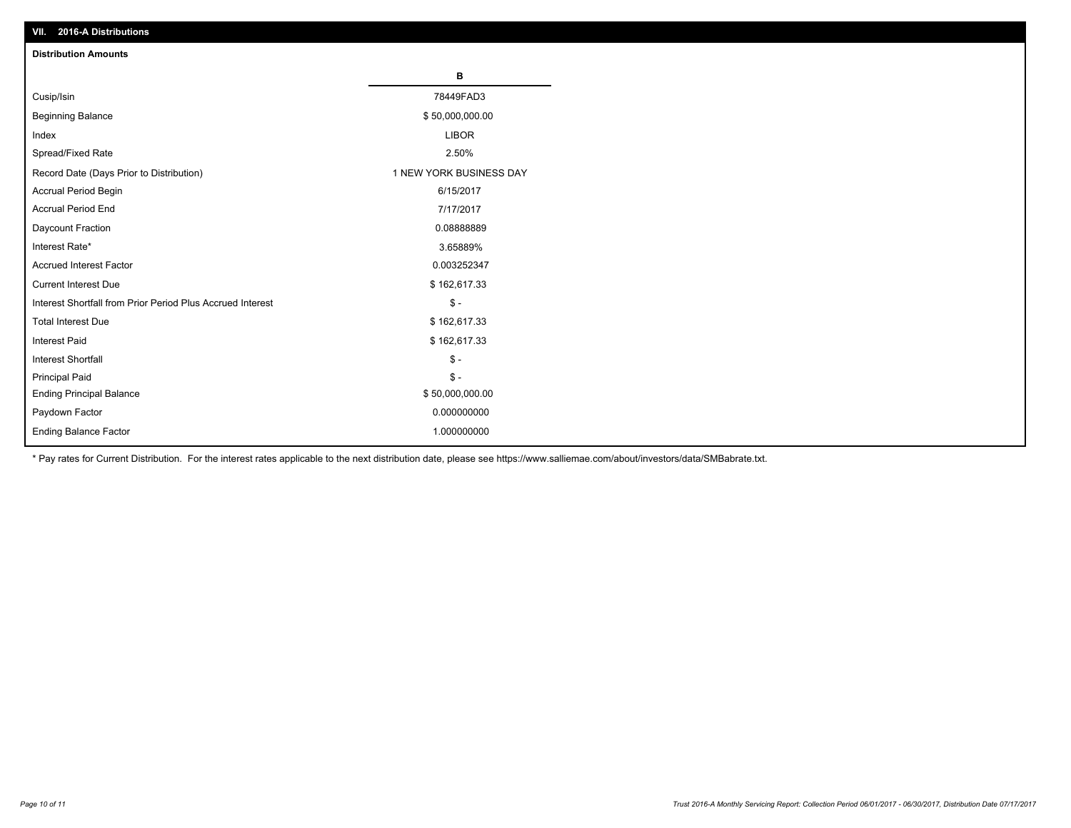## VII. 2016-A Distributions

### Distribution Amounts

| | B |
|---|---|
| Cusip/Isin | 78449FAD3 |
| Beginning Balance | $ 50,000,000.00 |
| Index | LIBOR |
| Spread/Fixed Rate | 2.50% |
| Record Date (Days Prior to Distribution) | 1 NEW YORK BUSINESS DAY |
| Accrual Period Begin | 6/15/2017 |
| Accrual Period End | 7/17/2017 |
| Daycount Fraction | 0.08888889 |
| Interest Rate* | 3.65889% |
| Accrued Interest Factor | 0.003252347 |
| Current Interest Due | $ 162,617.33 |
| Interest Shortfall from Prior Period Plus Accrued Interest | $ - |
| Total Interest Due | $ 162,617.33 |
| Interest Paid | $ 162,617.33 |
| Interest Shortfall | $ - |
| Principal Paid | $ - |
| Ending Principal Balance | $ 50,000,000.00 |
| Paydown Factor | 0.000000000 |
| Ending Balance Factor | 1.000000000 |

* Pay rates for Current Distribution. For the interest rates applicable to the next distribution date, please see https://www.salliemae.com/about/investors/data/SMBabrate.txt.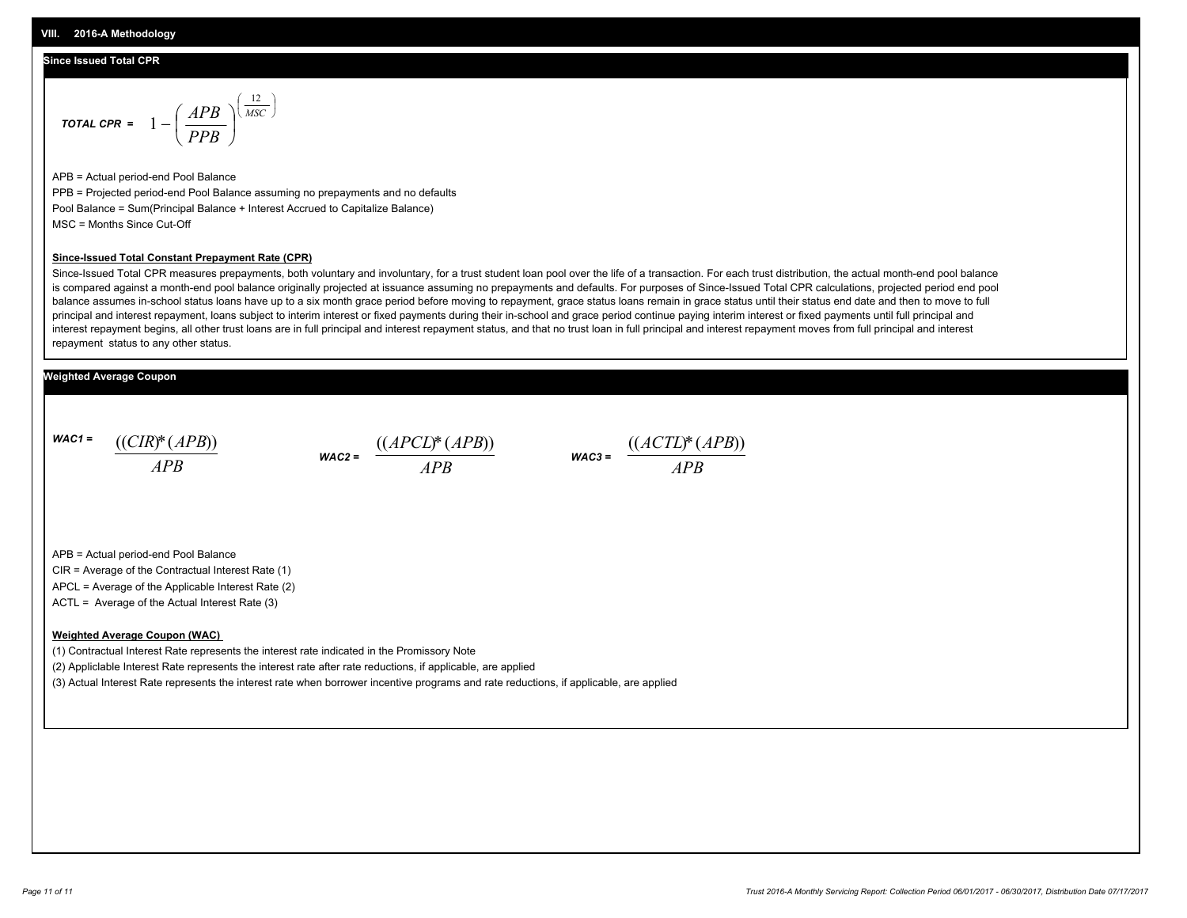## VIII. 2016-A Methodology

### Since Issued Total CPR

$$TOTAL\ CPR = 1 - \left( \frac{APB}{PPB} \right)^{\left( \frac{12}{MSC} \right)}$$

APB = Actual period-end Pool Balance

PPB = Projected period-end Pool Balance assuming no prepayments and no defaults

Pool Balance = Sum(Principal Balance + Interest Accrued to Capitalize Balance)

MSC = Months Since Cut-Off

**Since-Issued Total Constant Prepayment Rate (CPR)**

Since-Issued Total CPR measures prepayments, both voluntary and involuntary, for a trust student loan pool over the life of a transaction. For each trust distribution, the actual month-end pool balance is compared against a month-end pool balance originally projected at issuance assuming no prepayments and defaults. For purposes of Since-Issued Total CPR calculations, projected period end pool balance assumes in-school status loans have up to a six month grace period before moving to repayment, grace status loans remain in grace status until their status end date and then to move to full principal and interest repayment, loans subject to interim interest or fixed payments during their in-school and grace period continue paying interim interest or fixed payments until full principal and interest repayment begins, all other trust loans are in full principal and interest repayment status, and that no trust loan in full principal and interest repayment moves from full principal and interest repayment status to any other status.

### Weighted Average Coupon

$$WAC1 = \frac{((CIR) * (APB))}{APB}$$

$$WAC2 = \frac{((APCL) * (APB))}{APB}$$

$$WAC3 = \frac{((ACTL) * (APB))}{APB}$$

APB = Actual period-end Pool Balance

CIR = Average of the Contractual Interest Rate (1)

APCL = Average of the Applicable Interest Rate (2)

ACTL = Average of the Actual Interest Rate (3)

**Weighted Average Coupon (WAC)**

(1) Contractual Interest Rate represents the interest rate indicated in the Promissory Note

(2) Appliclable Interest Rate represents the interest rate after rate reductions, if applicable, are applied

(3) Actual Interest Rate represents the interest rate when borrower incentive programs and rate reductions, if applicable, are applied